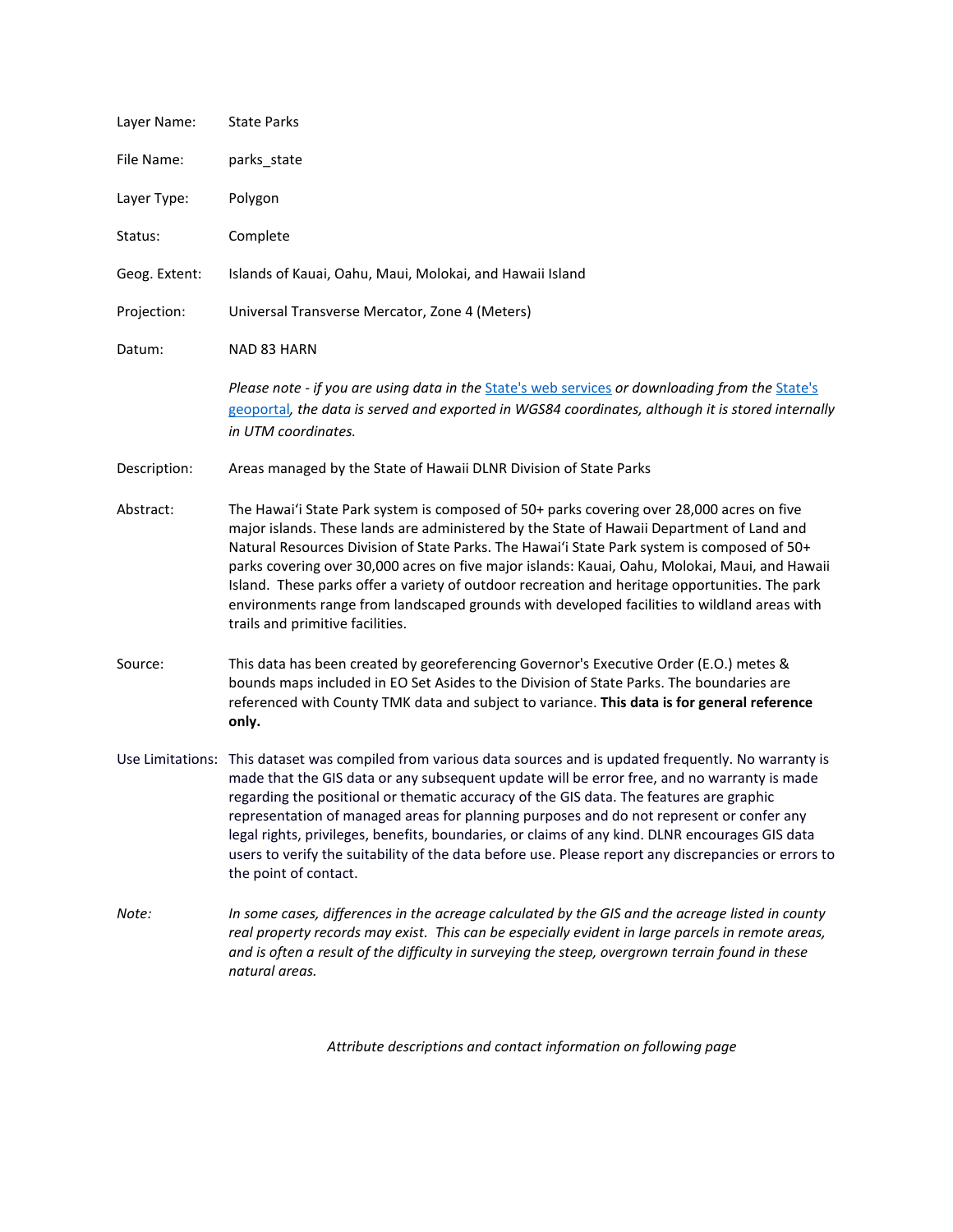| | |
|---|---|
| Layer Name: | State Parks |
| File Name: | parks_state |
| Layer Type: | Polygon |
| Status: | Complete |
| Geog. Extent: | Islands of Kauai, Oahu, Maui, Molokai, and Hawaii Island |
| Projection: | Universal Transverse Mercator, Zone 4 (Meters) |
| Datum: | NAD 83 HARN |

*Please note - if you are using data in the State's web services or downloading from the State's geoportal, the data is served and exported in WGS84 coordinates, although it is stored internally in UTM coordinates.*

Description: Areas managed by the State of Hawaii DLNR Division of State Parks

Abstract: The Hawaiʻi State Park system is composed of 50+ parks covering over 28,000 acres on five major islands. These lands are administered by the State of Hawaii Department of Land and Natural Resources Division of State Parks. The Hawaiʻi State Park system is composed of 50+ parks covering over 30,000 acres on five major islands: Kauai, Oahu, Molokai, Maui, and Hawaii Island. These parks offer a variety of outdoor recreation and heritage opportunities. The park environments range from landscaped grounds with developed facilities to wildland areas with trails and primitive facilities.

Source: This data has been created by georeferencing Governor's Executive Order (E.O.) metes & bounds maps included in EO Set Asides to the Division of State Parks. The boundaries are referenced with County TMK data and subject to variance. **This data is for general reference only.**

Use Limitations: This dataset was compiled from various data sources and is updated frequently. No warranty is made that the GIS data or any subsequent update will be error free, and no warranty is made regarding the positional or thematic accuracy of the GIS data. The features are graphic representation of managed areas for planning purposes and do not represent or confer any legal rights, privileges, benefits, boundaries, or claims of any kind. DLNR encourages GIS data users to verify the suitability of the data before use. Please report any discrepancies or errors to the point of contact.

*Note:* *In some cases, differences in the acreage calculated by the GIS and the acreage listed in county real property records may exist. This can be especially evident in large parcels in remote areas, and is often a result of the difficulty in surveying the steep, overgrown terrain found in these natural areas.*

*Attribute descriptions and contact information on following page*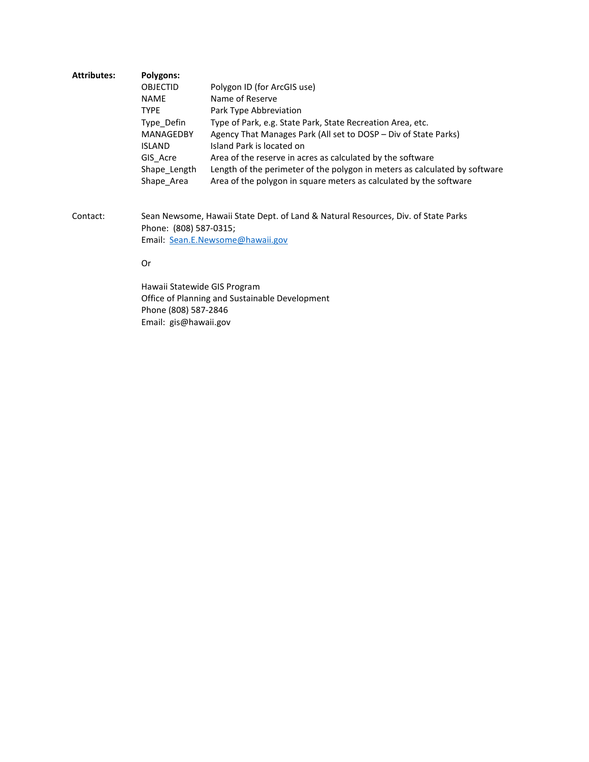**Attributes:**

**Polygons:**

| | |
|---|---|
| OBJECTID | Polygon ID (for ArcGIS use) |
| NAME | Name of Reserve |
| TYPE | Park Type Abbreviation |
| Type_Defin | Type of Park, e.g. State Park, State Recreation Area, etc. |
| MANAGEDBY | Agency That Manages Park (All set to DOSP – Div of State Parks) |
| ISLAND | Island Park is located on |
| GIS_Acre | Area of the reserve in acres as calculated by the software |
| Shape_Length | Length of the perimeter of the polygon in meters as calculated by software |
| Shape_Area | Area of the polygon in square meters as calculated by the software |

Contact:

Sean Newsome, Hawaii State Dept. of Land & Natural Resources, Div. of State Parks
Phone: (808) 587-0315;
Email: Sean.E.Newsome@hawaii.gov

Or

Hawaii Statewide GIS Program
Office of Planning and Sustainable Development
Phone (808) 587-2846
Email: gis@hawaii.gov